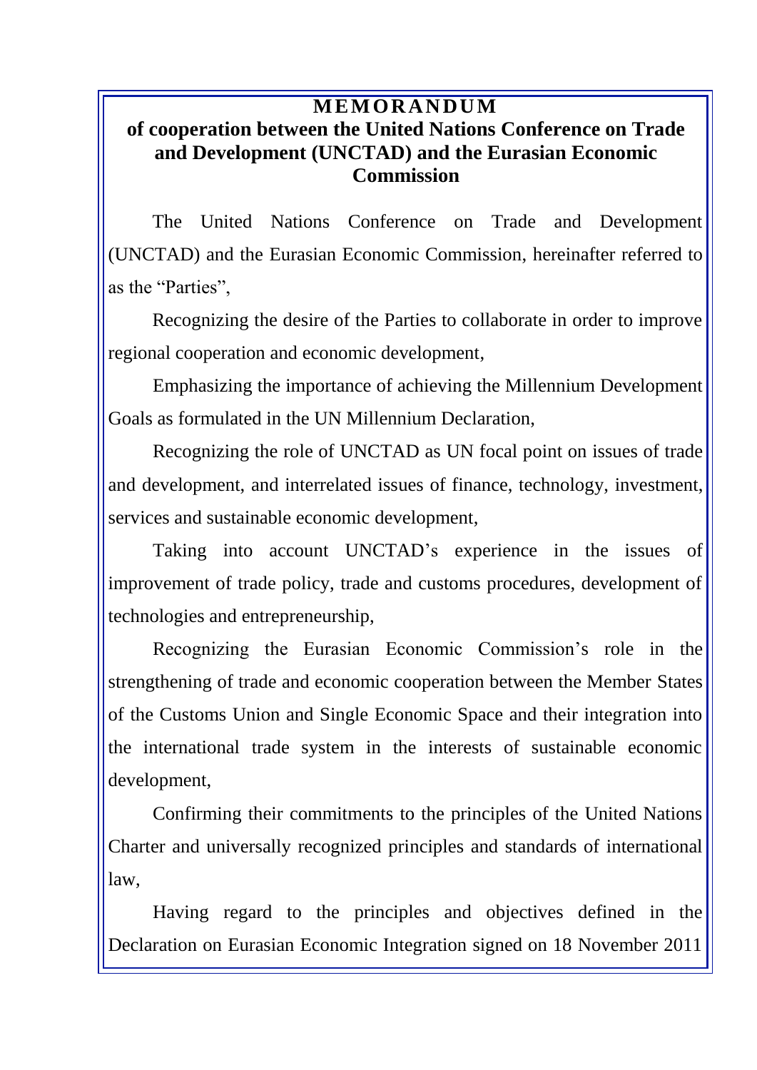# MEMORANDUM
## of cooperation between the United Nations Conference on Trade and Development (UNCTAD) and the Eurasian Economic Commission

The United Nations Conference on Trade and Development (UNCTAD) and the Eurasian Economic Commission, hereinafter referred to as the "Parties",

Recognizing the desire of the Parties to collaborate in order to improve regional cooperation and economic development,

Emphasizing the importance of achieving the Millennium Development Goals as formulated in the UN Millennium Declaration,

Recognizing the role of UNCTAD as UN focal point on issues of trade and development, and interrelated issues of finance, technology, investment, services and sustainable economic development,

Taking into account UNCTAD's experience in the issues of improvement of trade policy, trade and customs procedures, development of technologies and entrepreneurship,

Recognizing the Eurasian Economic Commission's role in the strengthening of trade and economic cooperation between the Member States of the Customs Union and Single Economic Space and their integration into the international trade system in the interests of sustainable economic development,

Confirming their commitments to the principles of the United Nations Charter and universally recognized principles and standards of international law,

Having regard to the principles and objectives defined in the Declaration on Eurasian Economic Integration signed on 18 November 2011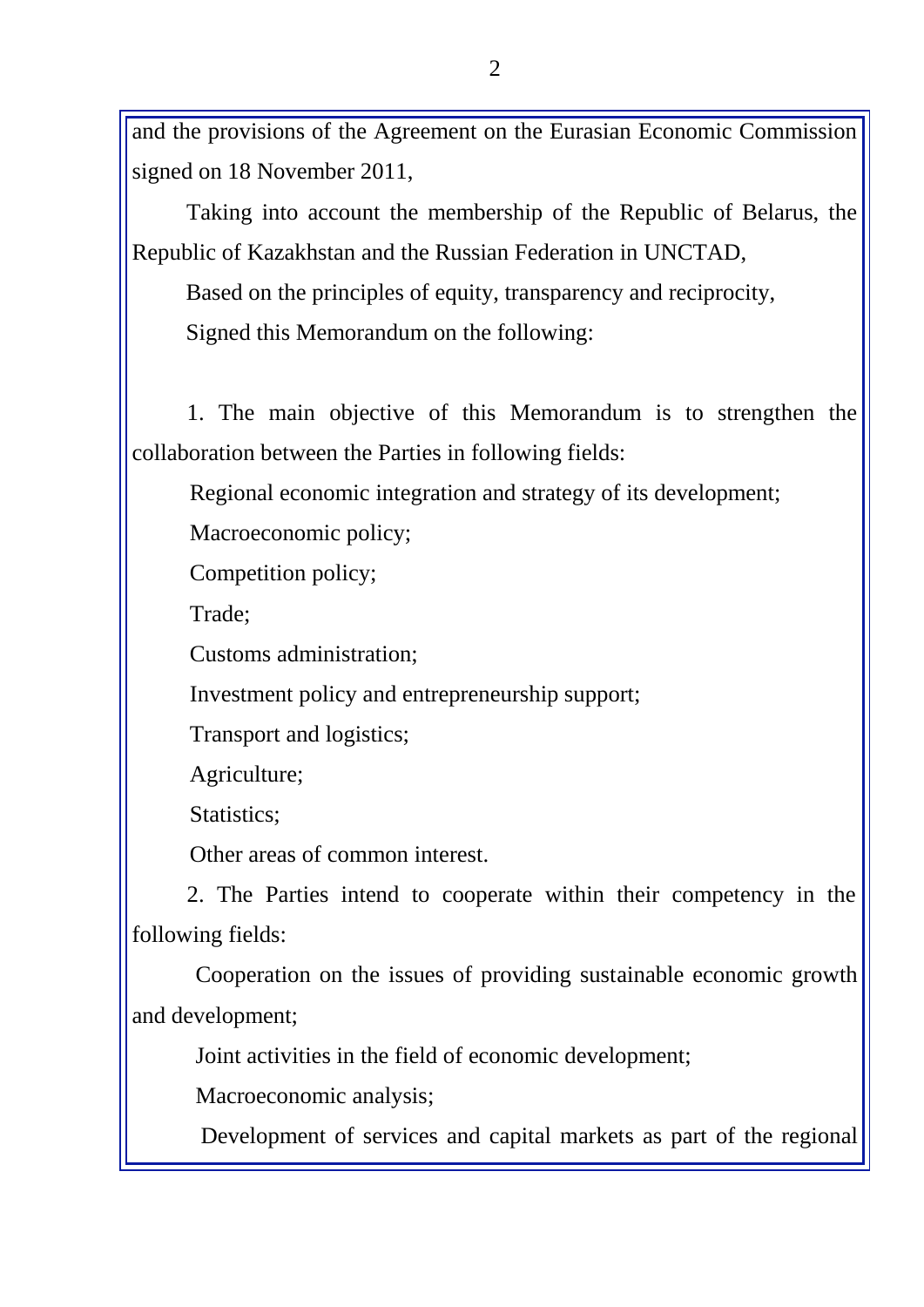and the provisions of the Agreement on the Eurasian Economic Commission signed on 18 November 2011,

Taking into account the membership of the Republic of Belarus, the Republic of Kazakhstan and the Russian Federation in UNCTAD,

Based on the principles of equity, transparency and reciprocity,

Signed this Memorandum on the following:

1. The main objective of this Memorandum is to strengthen the collaboration between the Parties in following fields:

Regional economic integration and strategy of its development;

Macroeconomic policy;

Competition policy;

Trade;

Customs administration;

Investment policy and entrepreneurship support;

Transport and logistics;

Agriculture;

Statistics;

Other areas of common interest.

2. The Parties intend to cooperate within their competency in the following fields:

Cooperation on the issues of providing sustainable economic growth and development;

Joint activities in the field of economic development;

Macroeconomic analysis;

Development of services and capital markets as part of the regional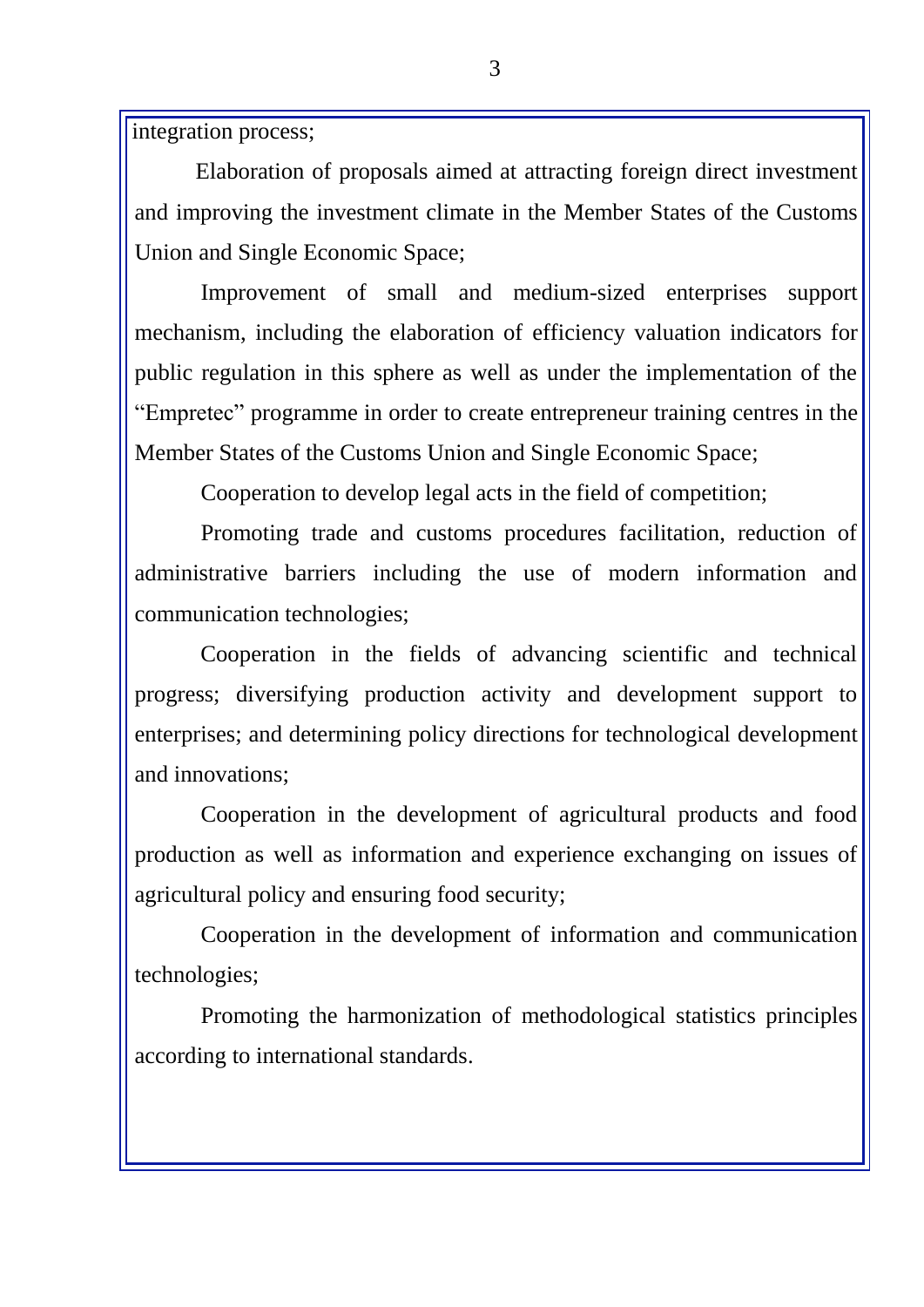integration process;

Elaboration of proposals aimed at attracting foreign direct investment and improving the investment climate in the Member States of the Customs Union and Single Economic Space;

Improvement of small and medium-sized enterprises support mechanism, including the elaboration of efficiency valuation indicators for public regulation in this sphere as well as under the implementation of the "Empretec" programme in order to create entrepreneur training centres in the Member States of the Customs Union and Single Economic Space;

Cooperation to develop legal acts in the field of competition;

Promoting trade and customs procedures facilitation, reduction of administrative barriers including the use of modern information and communication technologies;

Cooperation in the fields of advancing scientific and technical progress; diversifying production activity and development support to enterprises; and determining policy directions for technological development and innovations;

Cooperation in the development of agricultural products and food production as well as information and experience exchanging on issues of agricultural policy and ensuring food security;

Cooperation in the development of information and communication technologies;

Promoting the harmonization of methodological statistics principles according to international standards.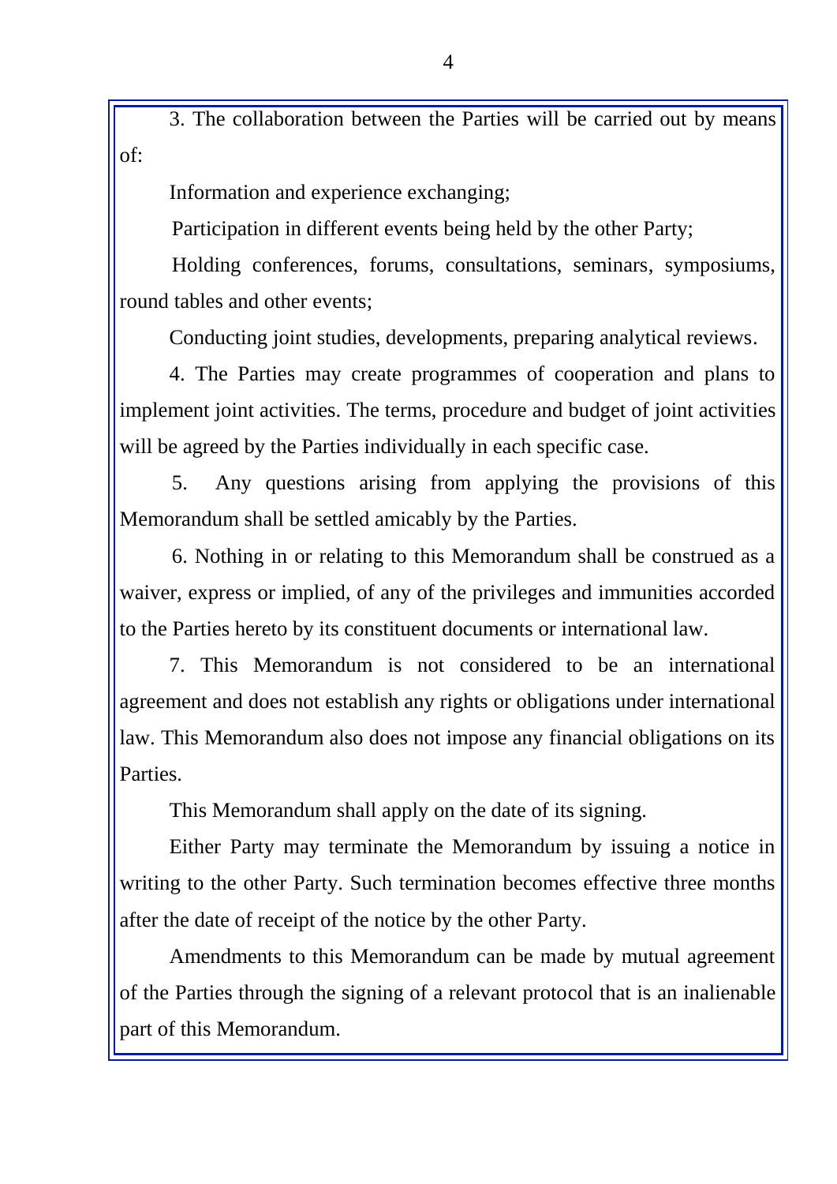3. The collaboration between the Parties will be carried out by means of:

Information and experience exchanging;

Participation in different events being held by the other Party;

Holding conferences, forums, consultations, seminars, symposiums, round tables and other events;

Conducting joint studies, developments, preparing analytical reviews.

4. The Parties may create programmes of cooperation and plans to implement joint activities. The terms, procedure and budget of joint activities will be agreed by the Parties individually in each specific case.

5. Any questions arising from applying the provisions of this Memorandum shall be settled amicably by the Parties.

6. Nothing in or relating to this Memorandum shall be construed as a waiver, express or implied, of any of the privileges and immunities accorded to the Parties hereto by its constituent documents or international law.

7. This Memorandum is not considered to be an international agreement and does not establish any rights or obligations under international law. This Memorandum also does not impose any financial obligations on its Parties.

This Memorandum shall apply on the date of its signing.

Either Party may terminate the Memorandum by issuing a notice in writing to the other Party. Such termination becomes effective three months after the date of receipt of the notice by the other Party.

Amendments to this Memorandum can be made by mutual agreement of the Parties through the signing of a relevant protocol that is an inalienable part of this Memorandum.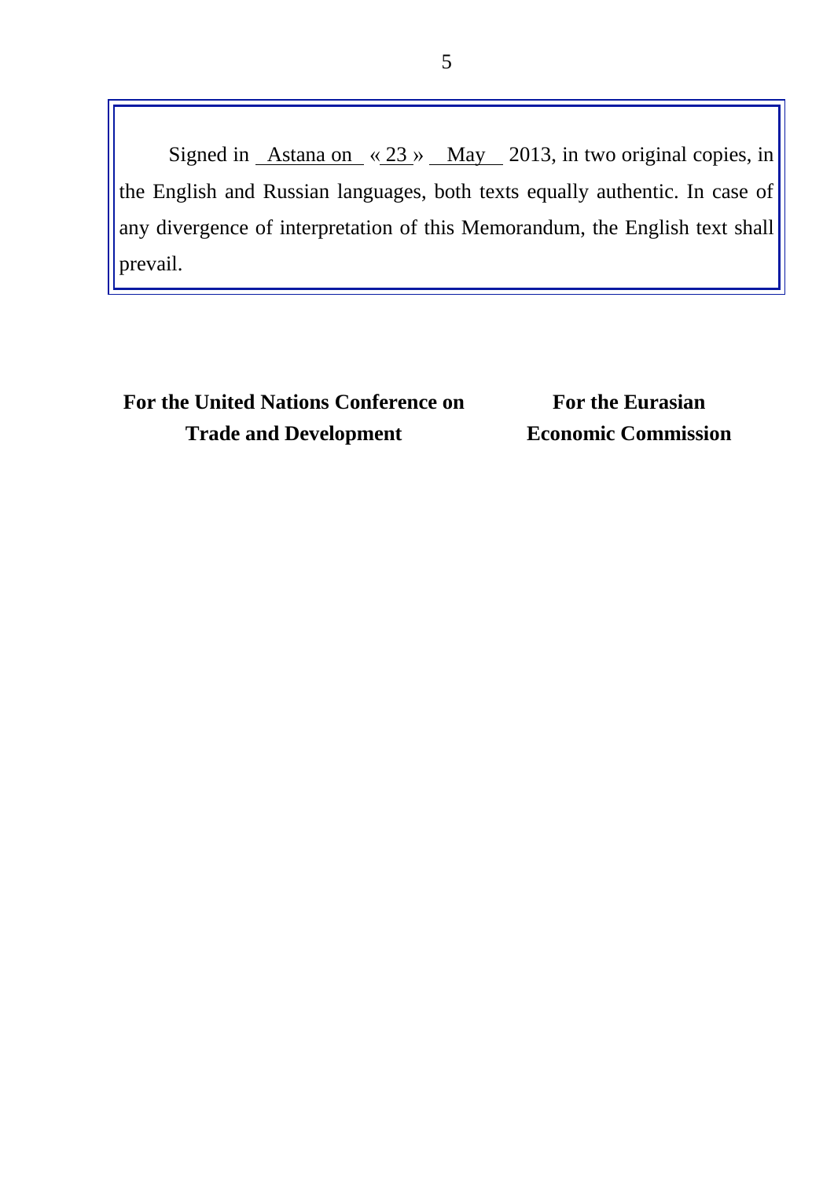Signed in Astana on « 23 » May 2013, in two original copies, in the English and Russian languages, both texts equally authentic. In case of any divergence of interpretation of this Memorandum, the English text shall prevail.

| | |
|---|---|
| **For the United Nations Conference on Trade and Development** | **For the Eurasian Economic Commission** |